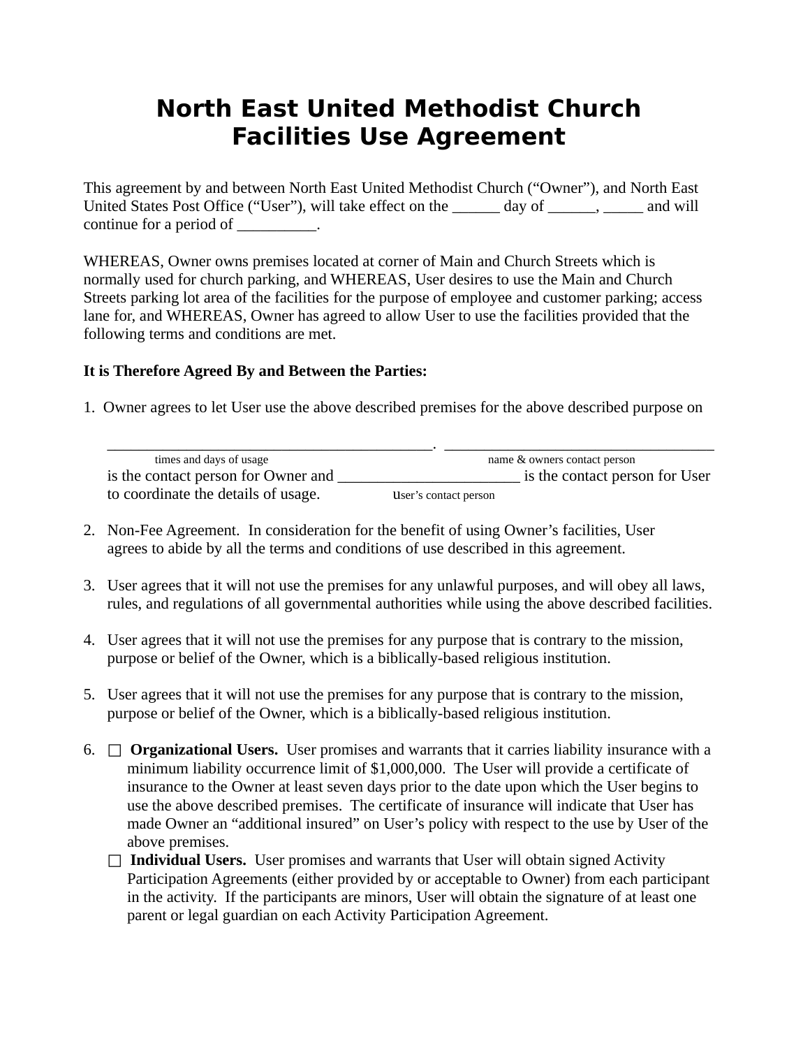# North East United Methodist Church Facilities Use Agreement

This agreement by and between North East United Methodist Church ("Owner"), and North East United States Post Office ("User"), will take effect on the ______ day of ______, _____ and will continue for a period of __________.

WHEREAS, Owner owns premises located at corner of Main and Church Streets which is normally used for church parking, and WHEREAS, User desires to use the Main and Church Streets parking lot area of the facilities for the purpose of employee and customer parking; access lane for, and WHEREAS, Owner has agreed to allow User to use the facilities provided that the following terms and conditions are met.

**It is Therefore Agreed By and Between the Parties:**

1. Owner agrees to let User use the above described premises for the above described purpose on

   ___________________________________________. ___________________________________
   times and days of usage                                                    name & owners contact person
   is the contact person for Owner and _______________________ is the contact person for User to coordinate the details of usage.                    user's contact person

2. Non-Fee Agreement. In consideration for the benefit of using Owner's facilities, User agrees to abide by all the terms and conditions of use described in this agreement.

3. User agrees that it will not use the premises for any unlawful purposes, and will obey all laws, rules, and regulations of all governmental authorities while using the above described facilities.

4. User agrees that it will not use the premises for any purpose that is contrary to the mission, purpose or belief of the Owner, which is a biblically-based religious institution.

5. User agrees that it will not use the premises for any purpose that is contrary to the mission, purpose or belief of the Owner, which is a biblically-based religious institution.

6. ☐ **Organizational Users.** User promises and warrants that it carries liability insurance with a minimum liability occurrence limit of $1,000,000. The User will provide a certificate of insurance to the Owner at least seven days prior to the date upon which the User begins to use the above described premises. The certificate of insurance will indicate that User has made Owner an "additional insured" on User's policy with respect to the use by User of the above premises.

   ☐ **Individual Users.** User promises and warrants that User will obtain signed Activity Participation Agreements (either provided by or acceptable to Owner) from each participant in the activity. If the participants are minors, User will obtain the signature of at least one parent or legal guardian on each Activity Participation Agreement.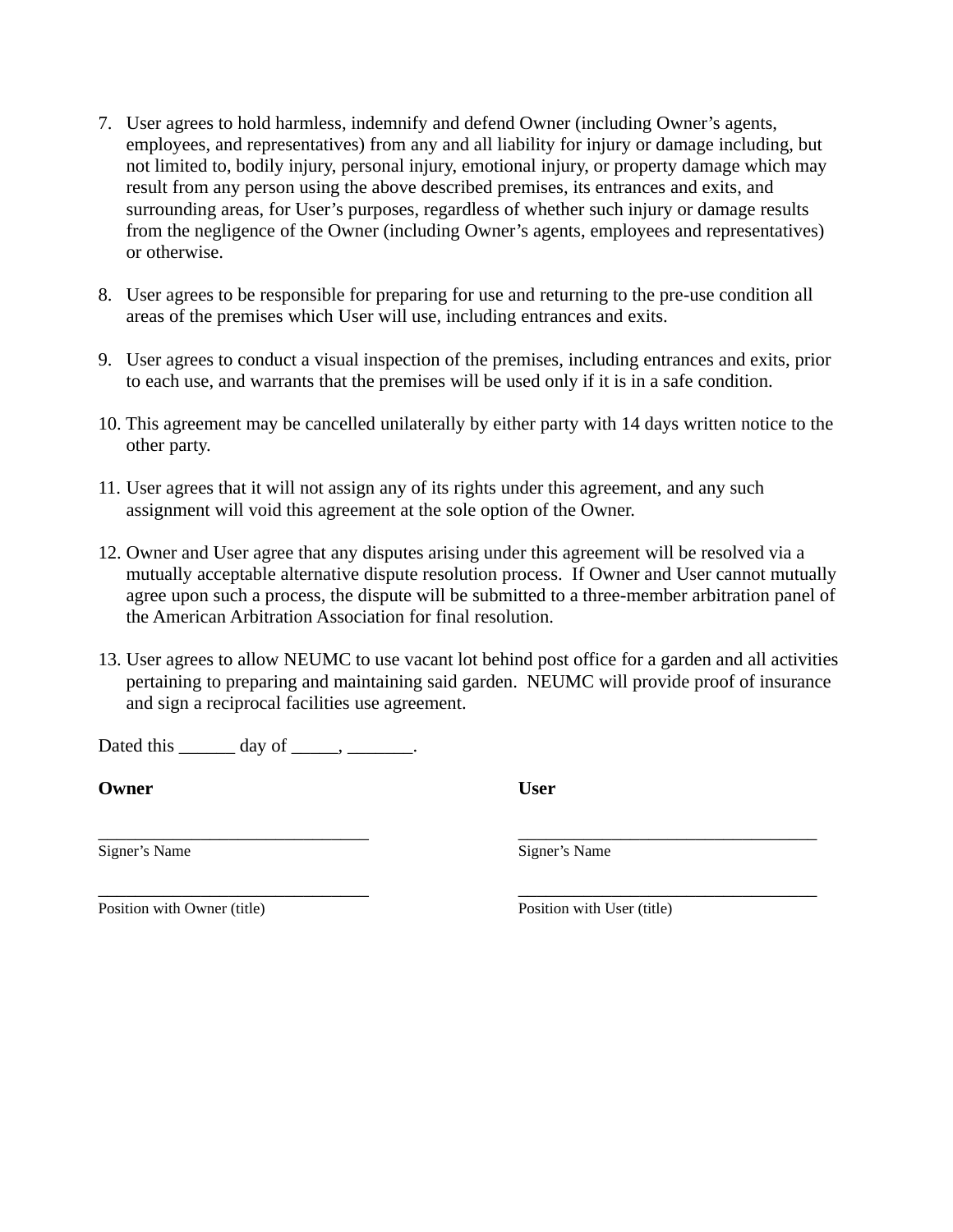7. User agrees to hold harmless, indemnify and defend Owner (including Owner's agents, employees, and representatives) from any and all liability for injury or damage including, but not limited to, bodily injury, personal injury, emotional injury, or property damage which may result from any person using the above described premises, its entrances and exits, and surrounding areas, for User's purposes, regardless of whether such injury or damage results from the negligence of the Owner (including Owner's agents, employees and representatives) or otherwise.

8. User agrees to be responsible for preparing for use and returning to the pre-use condition all areas of the premises which User will use, including entrances and exits.

9. User agrees to conduct a visual inspection of the premises, including entrances and exits, prior to each use, and warrants that the premises will be used only if it is in a safe condition.

10. This agreement may be cancelled unilaterally by either party with 14 days written notice to the other party.

11. User agrees that it will not assign any of its rights under this agreement, and any such assignment will void this agreement at the sole option of the Owner.

12. Owner and User agree that any disputes arising under this agreement will be resolved via a mutually acceptable alternative dispute resolution process. If Owner and User cannot mutually agree upon such a process, the dispute will be submitted to a three-member arbitration panel of the American Arbitration Association for final resolution.

13. User agrees to allow NEUMC to use vacant lot behind post office for a garden and all activities pertaining to preparing and maintaining said garden. NEUMC will provide proof of insurance and sign a reciprocal facilities use agreement.

Dated this ______ day of _____, _______.

**Owner**

_______________________________
Signer's Name

_______________________________
Position with Owner (title)

**User**

__________________________________
Signer's Name

__________________________________
Position with User (title)